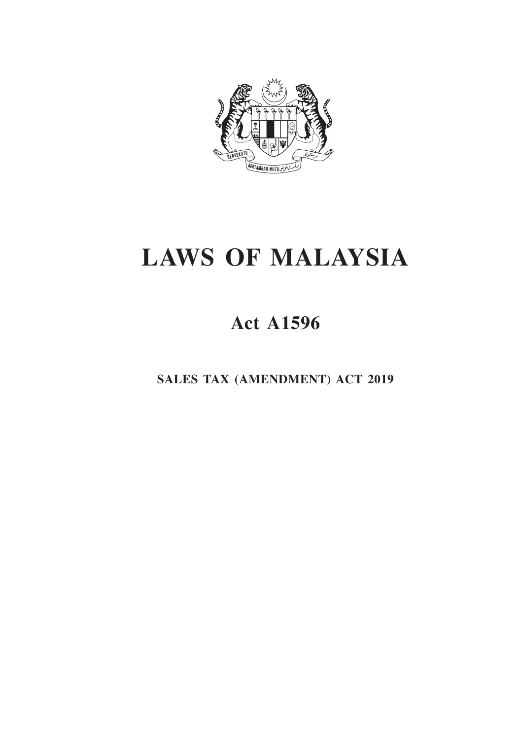# LAWS OF MALAYSIA

## Act A1596

### SALES TAX (AMENDMENT) ACT 2019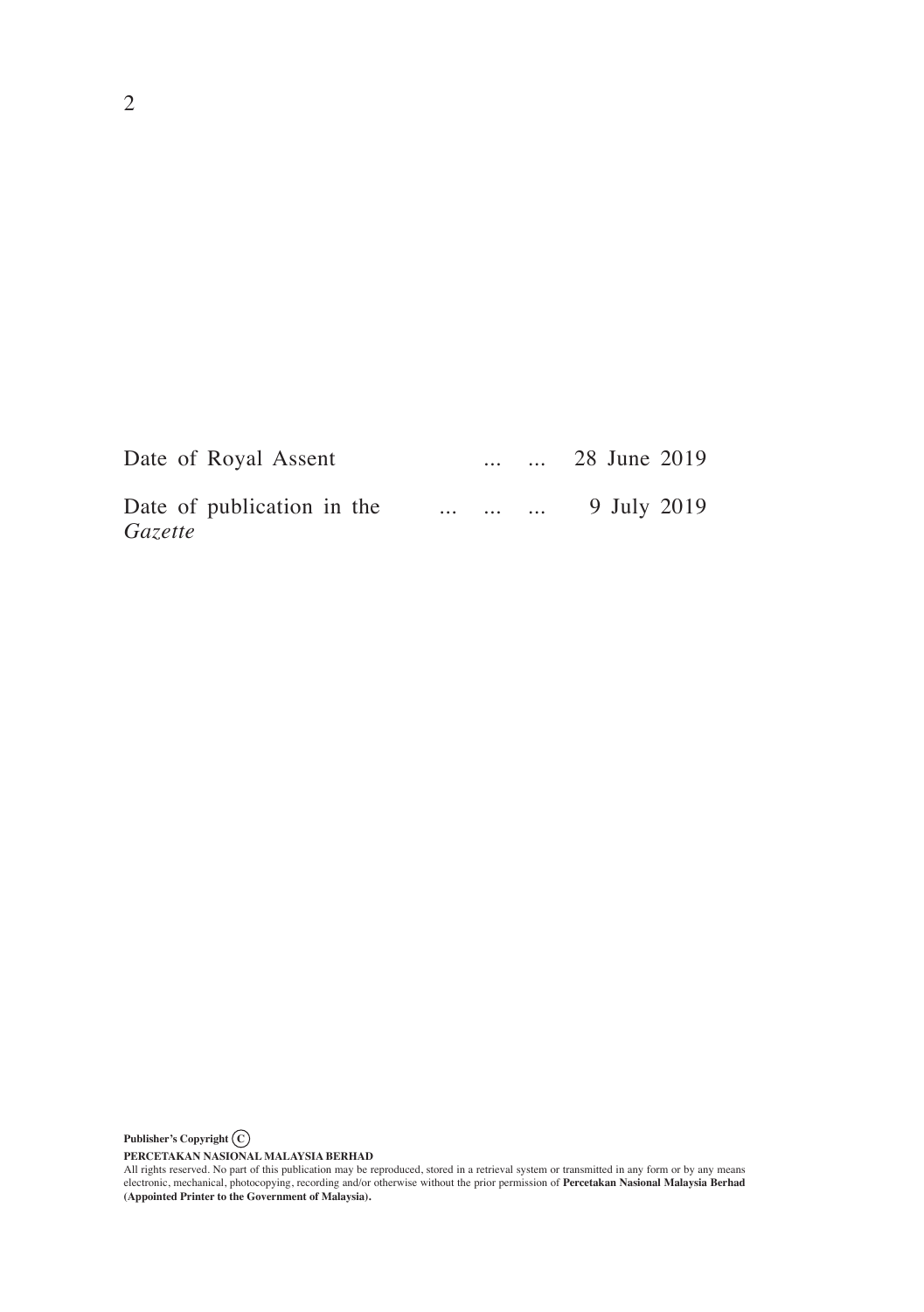Date of Royal Assent ... ... 28 June 2019

Date of publication in the *Gazette* ... ... ... 9 July 2019

**Publisher's Copyright ©**

**PERCETAKAN NASIONAL MALAYSIA BERHAD**

All rights reserved. No part of this publication may be reproduced, stored in a retrieval system or transmitted in any form or by any means electronic, mechanical, photocopying, recording and/or otherwise without the prior permission of **Percetakan Nasional Malaysia Berhad (Appointed Printer to the Government of Malaysia).**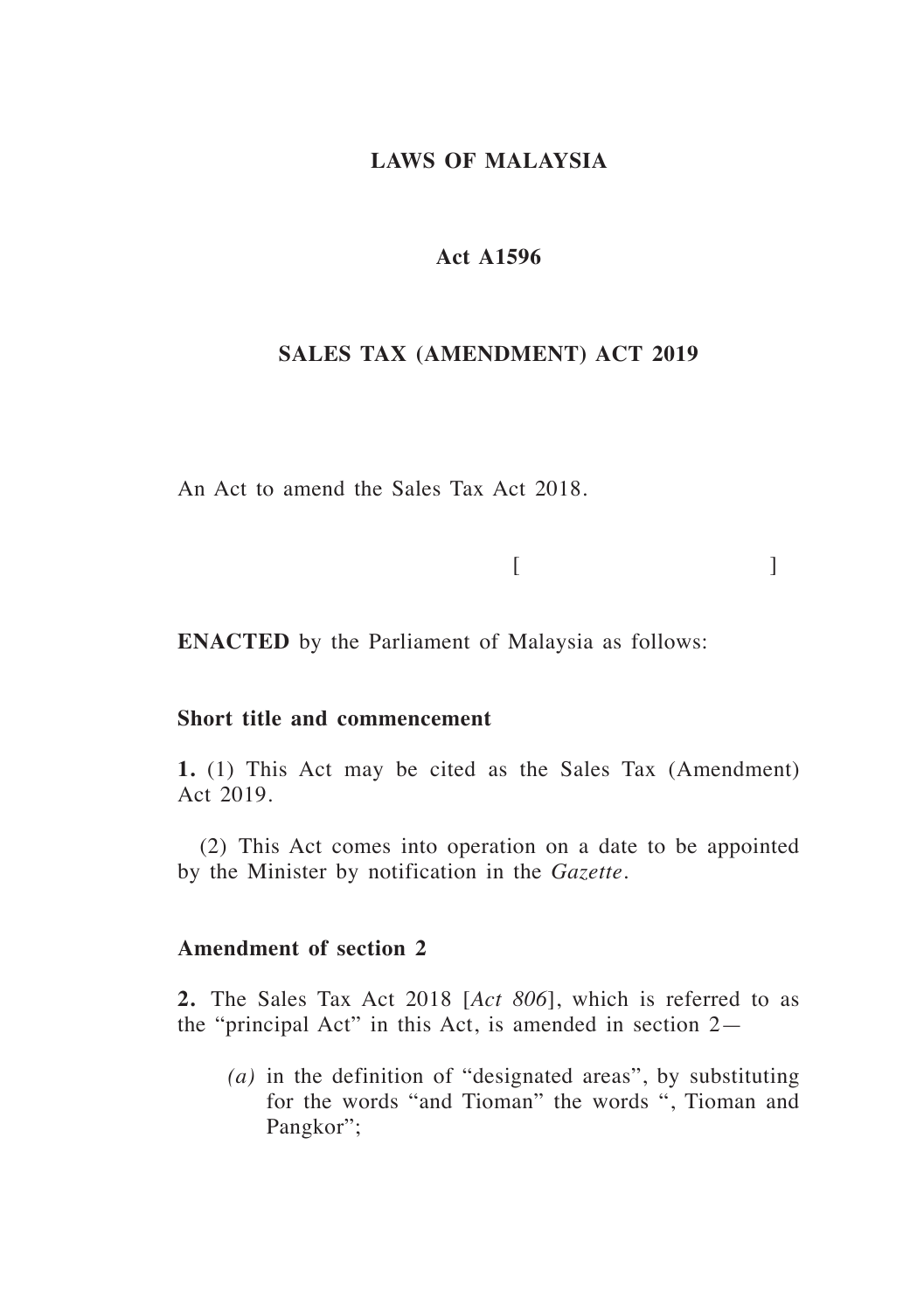**LAWS OF MALAYSIA**

**Act A1596**

**SALES TAX (AMENDMENT) ACT 2019**

An Act to amend the Sales Tax Act 2018.

[ ]

**ENACTED** by the Parliament of Malaysia as follows:

**Short title and commencement**

**1.** (1) This Act may be cited as the Sales Tax (Amendment) Act 2019.

(2) This Act comes into operation on a date to be appointed by the Minister by notification in the *Gazette*.

**Amendment of section 2**

**2.** The Sales Tax Act 2018 [*Act 806*], which is referred to as the "principal Act" in this Act, is amended in section 2—

*(a)* in the definition of "designated areas", by substituting for the words "and Tioman" the words ", Tioman and Pangkor";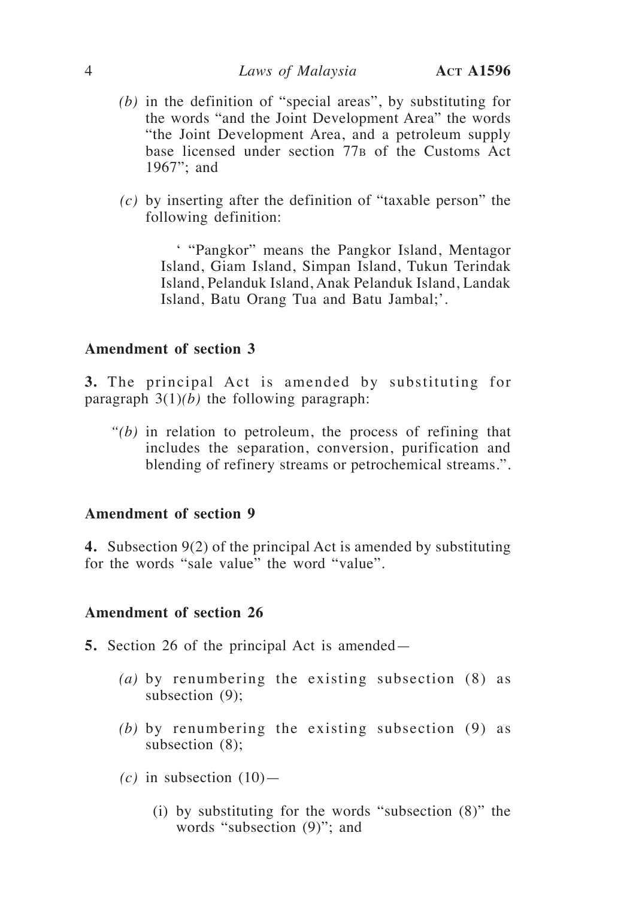*(b)* in the definition of "special areas", by substituting for the words "and the Joint Development Area" the words "the Joint Development Area, and a petroleum supply base licensed under section 77B of the Customs Act 1967"; and

*(c)* by inserting after the definition of "taxable person" the following definition:

> ' "Pangkor" means the Pangkor Island, Mentagor Island, Giam Island, Simpan Island, Tukun Terindak Island, Pelanduk Island, Anak Pelanduk Island, Landak Island, Batu Orang Tua and Batu Jambal;'.

### Amendment of section 3

**3.** The principal Act is amended by substituting for paragraph 3(1)*(b)* the following paragraph:

> *"(b)* in relation to petroleum, the process of refining that includes the separation, conversion, purification and blending of refinery streams or petrochemical streams.".

### Amendment of section 9

**4.** Subsection 9(2) of the principal Act is amended by substituting for the words "sale value" the word "value".

### Amendment of section 26

**5.** Section 26 of the principal Act is amended—

*(a)* by renumbering the existing subsection (8) as subsection (9);

*(b)* by renumbering the existing subsection (9) as subsection (8);

*(c)* in subsection (10)—

(i) by substituting for the words "subsection (8)" the words "subsection (9)"; and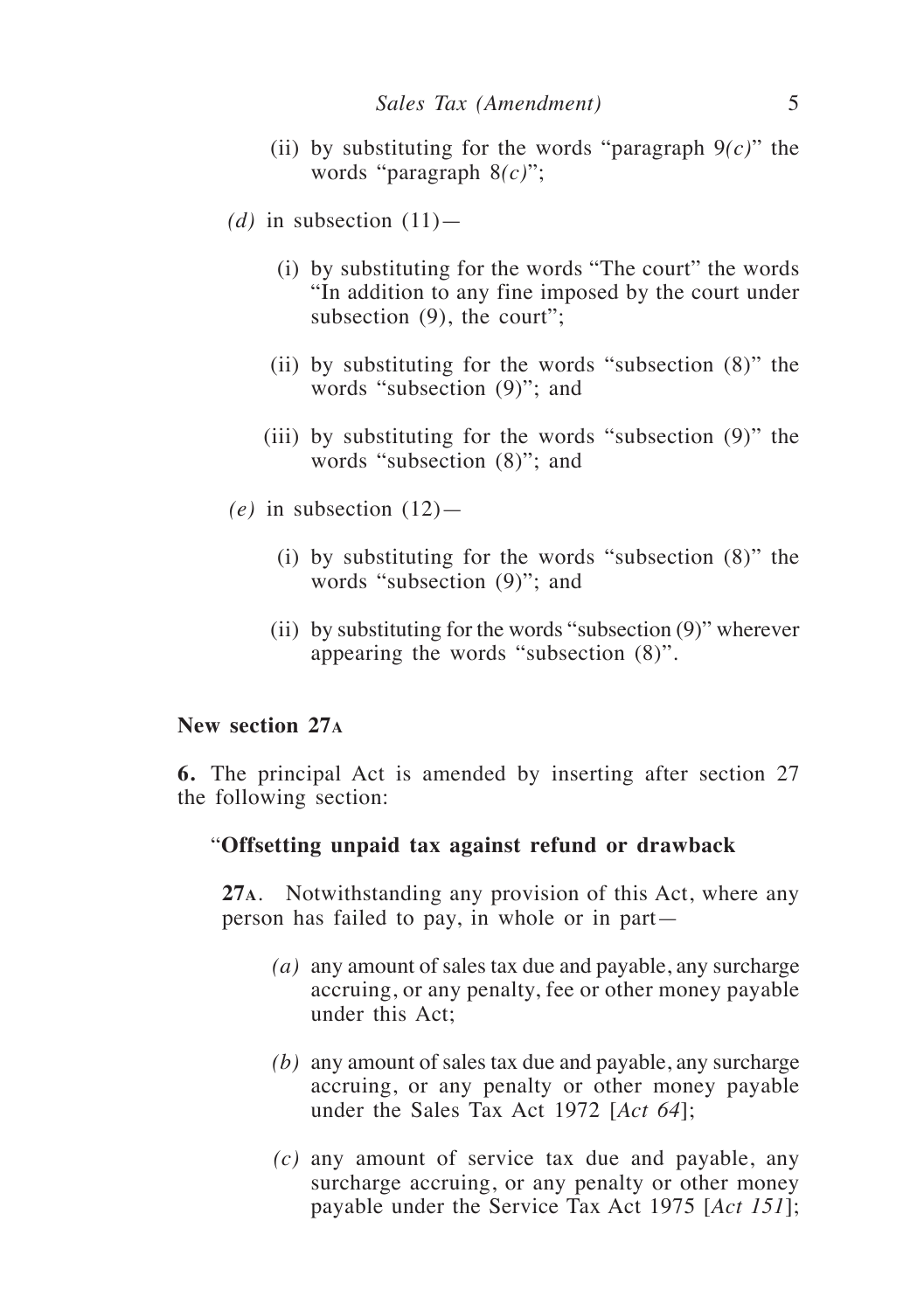(ii) by substituting for the words "paragraph 9*(c)*" the words "paragraph 8*(c)*";

*(d)* in subsection (11)—

(i) by substituting for the words "The court" the words "In addition to any fine imposed by the court under subsection (9), the court";

(ii) by substituting for the words "subsection (8)" the words "subsection (9)"; and

(iii) by substituting for the words "subsection (9)" the words "subsection (8)"; and

*(e)* in subsection (12)—

(i) by substituting for the words "subsection (8)" the words "subsection (9)"; and

(ii) by substituting for the words "subsection (9)" wherever appearing the words "subsection (8)".

**New section 27A**

**6.** The principal Act is amended by inserting after section 27 the following section:

"**Offsetting unpaid tax against refund or drawback**

**27A.** Notwithstanding any provision of this Act, where any person has failed to pay, in whole or in part—

*(a)* any amount of sales tax due and payable, any surcharge accruing, or any penalty, fee or other money payable under this Act;

*(b)* any amount of sales tax due and payable, any surcharge accruing, or any penalty or other money payable under the Sales Tax Act 1972 [*Act 64*];

*(c)* any amount of service tax due and payable, any surcharge accruing, or any penalty or other money payable under the Service Tax Act 1975 [*Act 151*];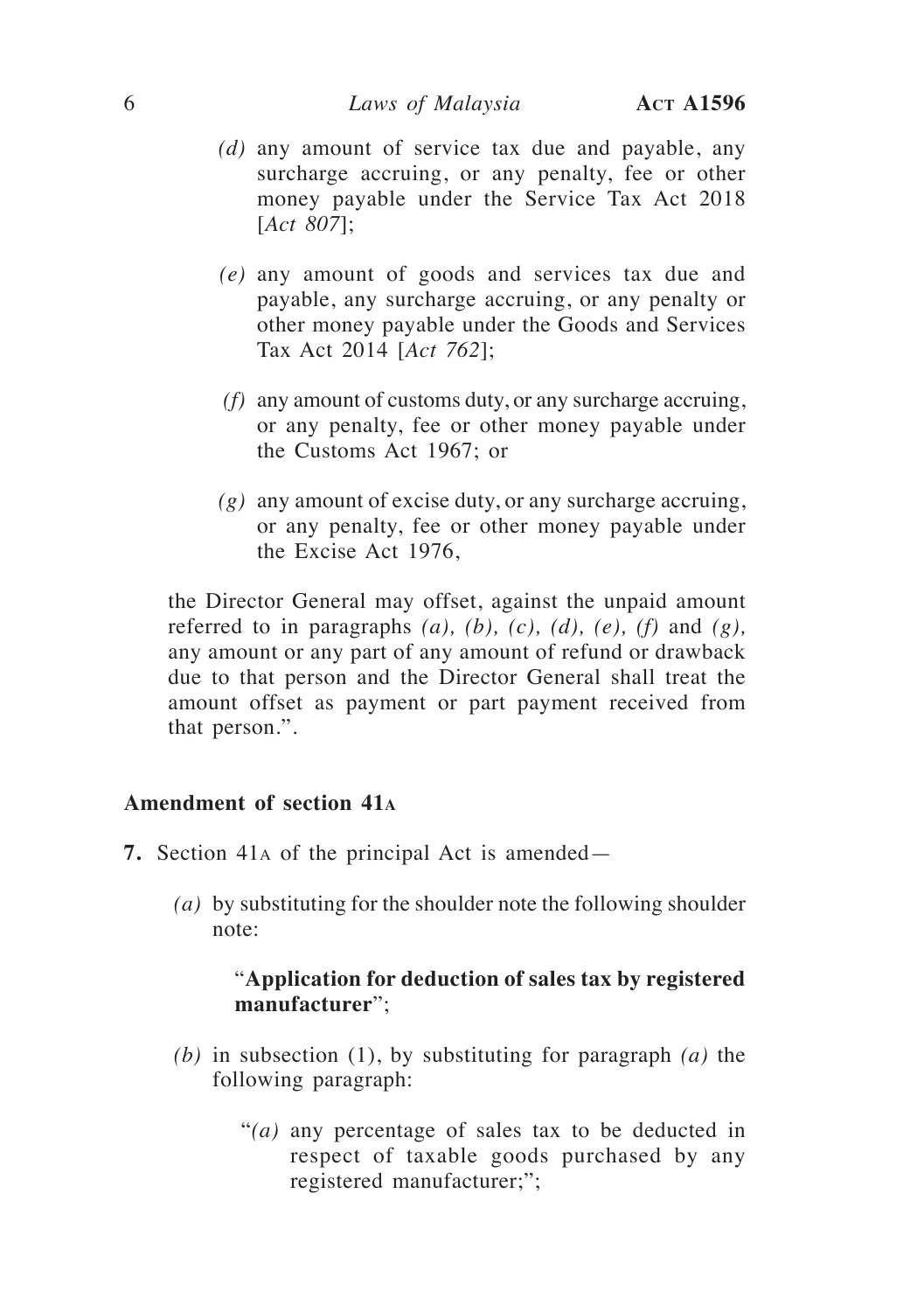*(d)* any amount of service tax due and payable, any surcharge accruing, or any penalty, fee or other money payable under the Service Tax Act 2018 [*Act 807*];

*(e)* any amount of goods and services tax due and payable, any surcharge accruing, or any penalty or other money payable under the Goods and Services Tax Act 2014 [*Act 762*];

*(f)* any amount of customs duty, or any surcharge accruing, or any penalty, fee or other money payable under the Customs Act 1967; or

*(g)* any amount of excise duty, or any surcharge accruing, or any penalty, fee or other money payable under the Excise Act 1976,

the Director General may offset, against the unpaid amount referred to in paragraphs *(a), (b), (c), (d), (e), (f)* and *(g),* any amount or any part of any amount of refund or drawback due to that person and the Director General shall treat the amount offset as payment or part payment received from that person.".

**Amendment of section 41A**

**7.** Section 41A of the principal Act is amended—

*(a)* by substituting for the shoulder note the following shoulder note:

"**Application for deduction of sales tax by registered manufacturer**";

*(b)* in subsection (1), by substituting for paragraph *(a)* the following paragraph:

"*(a)* any percentage of sales tax to be deducted in respect of taxable goods purchased by any registered manufacturer;";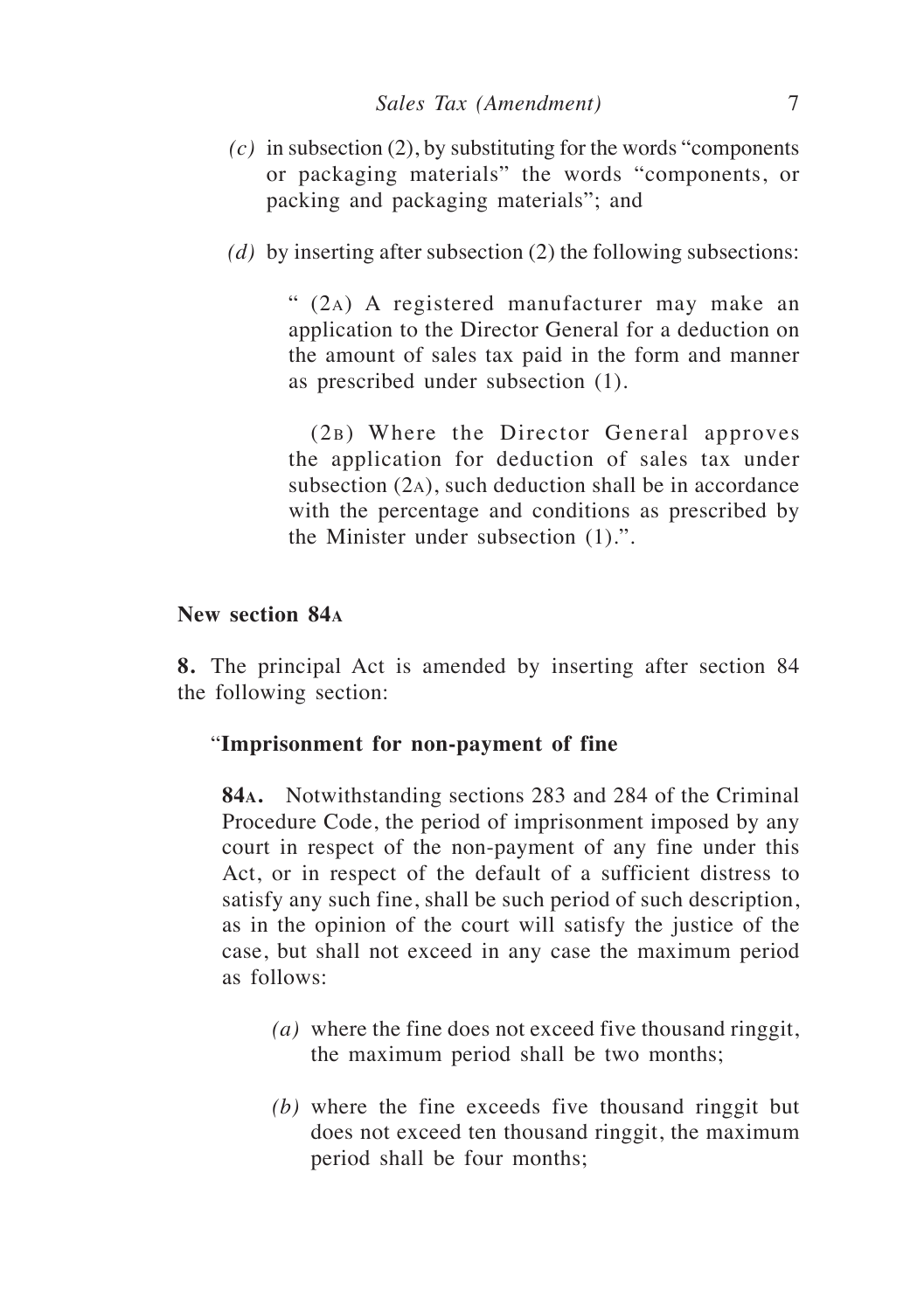*(c)* in subsection (2), by substituting for the words "components or packaging materials" the words "components, or packing and packaging materials"; and

*(d)* by inserting after subsection (2) the following subsections:

> " (2A) A registered manufacturer may make an application to the Director General for a deduction on the amount of sales tax paid in the form and manner as prescribed under subsection (1).
>
> (2B) Where the Director General approves the application for deduction of sales tax under subsection (2A), such deduction shall be in accordance with the percentage and conditions as prescribed by the Minister under subsection (1).".

**New section 84A**

**8.** The principal Act is amended by inserting after section 84 the following section:

> "**Imprisonment for non-payment of fine**
>
> **84A.** Notwithstanding sections 283 and 284 of the Criminal Procedure Code, the period of imprisonment imposed by any court in respect of the non-payment of any fine under this Act, or in respect of the default of a sufficient distress to satisfy any such fine, shall be such period of such description, as in the opinion of the court will satisfy the justice of the case, but shall not exceed in any case the maximum period as follows:
>
> *(a)* where the fine does not exceed five thousand ringgit, the maximum period shall be two months;
>
> *(b)* where the fine exceeds five thousand ringgit but does not exceed ten thousand ringgit, the maximum period shall be four months;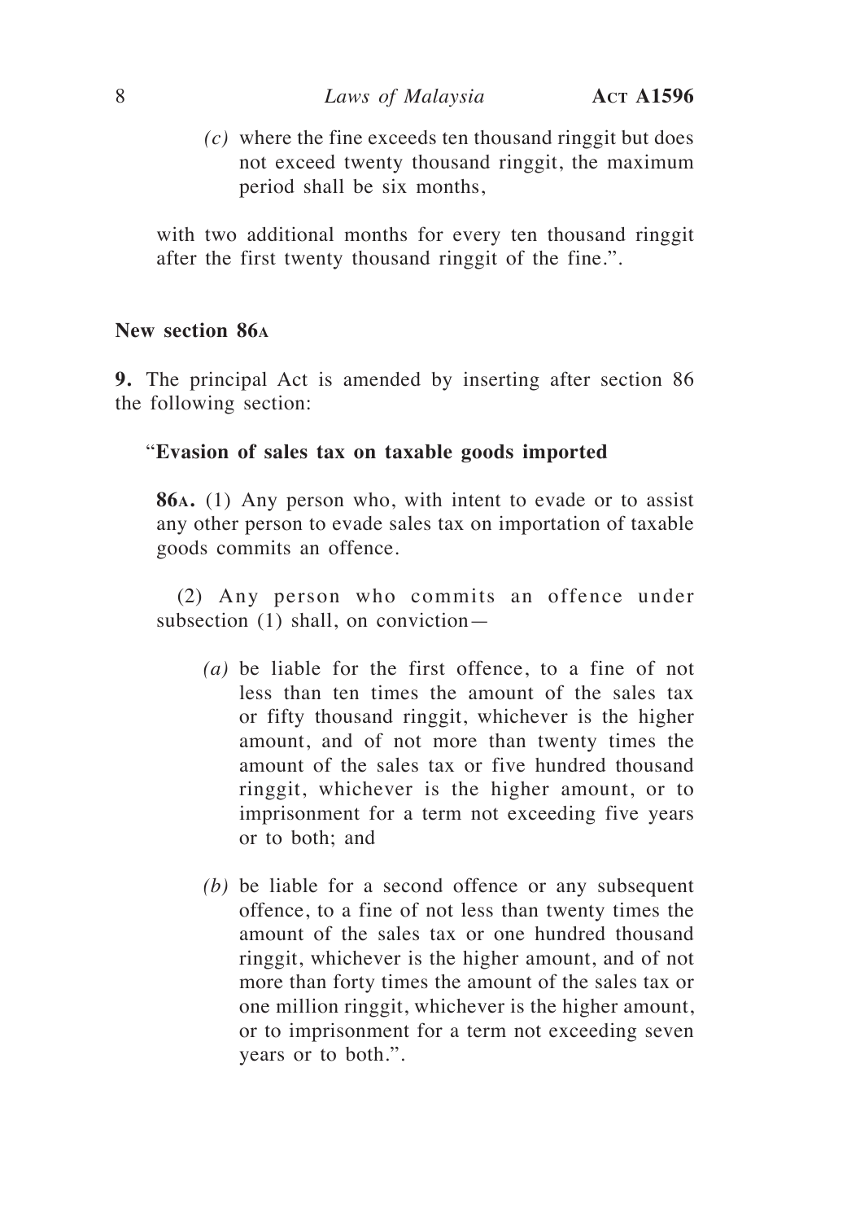*(c)* where the fine exceeds ten thousand ringgit but does not exceed twenty thousand ringgit, the maximum period shall be six months,

with two additional months for every ten thousand ringgit after the first twenty thousand ringgit of the fine.".

**New section 86A**

**9.** The principal Act is amended by inserting after section 86 the following section:

"**Evasion of sales tax on taxable goods imported**

**86A.** (1) Any person who, with intent to evade or to assist any other person to evade sales tax on importation of taxable goods commits an offence.

(2) Any person who commits an offence under subsection (1) shall, on conviction—

*(a)* be liable for the first offence, to a fine of not less than ten times the amount of the sales tax or fifty thousand ringgit, whichever is the higher amount, and of not more than twenty times the amount of the sales tax or five hundred thousand ringgit, whichever is the higher amount, or to imprisonment for a term not exceeding five years or to both; and

*(b)* be liable for a second offence or any subsequent offence, to a fine of not less than twenty times the amount of the sales tax or one hundred thousand ringgit, whichever is the higher amount, and of not more than forty times the amount of the sales tax or one million ringgit, whichever is the higher amount, or to imprisonment for a term not exceeding seven years or to both.".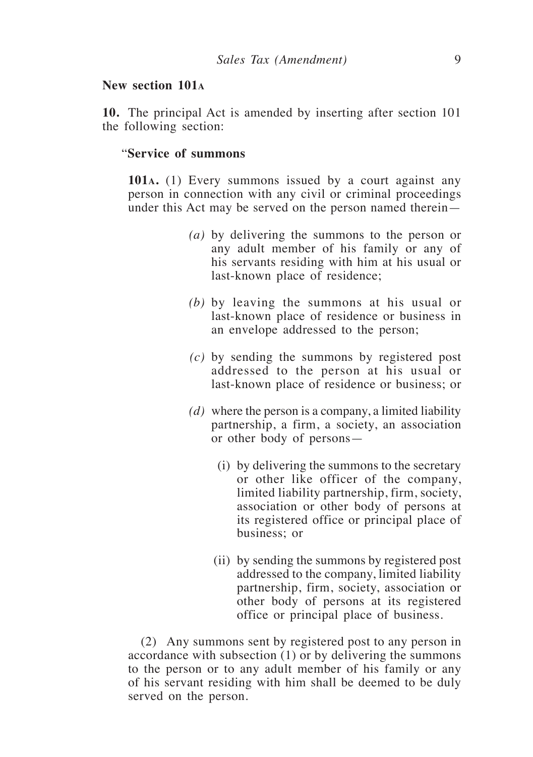**New section 101A**

**10.** The principal Act is amended by inserting after section 101 the following section:

"**Service of summons**

**101A.** (1) Every summons issued by a court against any person in connection with any civil or criminal proceedings under this Act may be served on the person named therein—

*(a)* by delivering the summons to the person or any adult member of his family or any of his servants residing with him at his usual or last-known place of residence;

*(b)* by leaving the summons at his usual or last-known place of residence or business in an envelope addressed to the person;

*(c)* by sending the summons by registered post addressed to the person at his usual or last-known place of residence or business; or

*(d)* where the person is a company, a limited liability partnership, a firm, a society, an association or other body of persons—

(i) by delivering the summons to the secretary or other like officer of the company, limited liability partnership, firm, society, association or other body of persons at its registered office or principal place of business; or

(ii) by sending the summons by registered post addressed to the company, limited liability partnership, firm, society, association or other body of persons at its registered office or principal place of business.

(2) Any summons sent by registered post to any person in accordance with subsection (1) or by delivering the summons to the person or to any adult member of his family or any of his servant residing with him shall be deemed to be duly served on the person.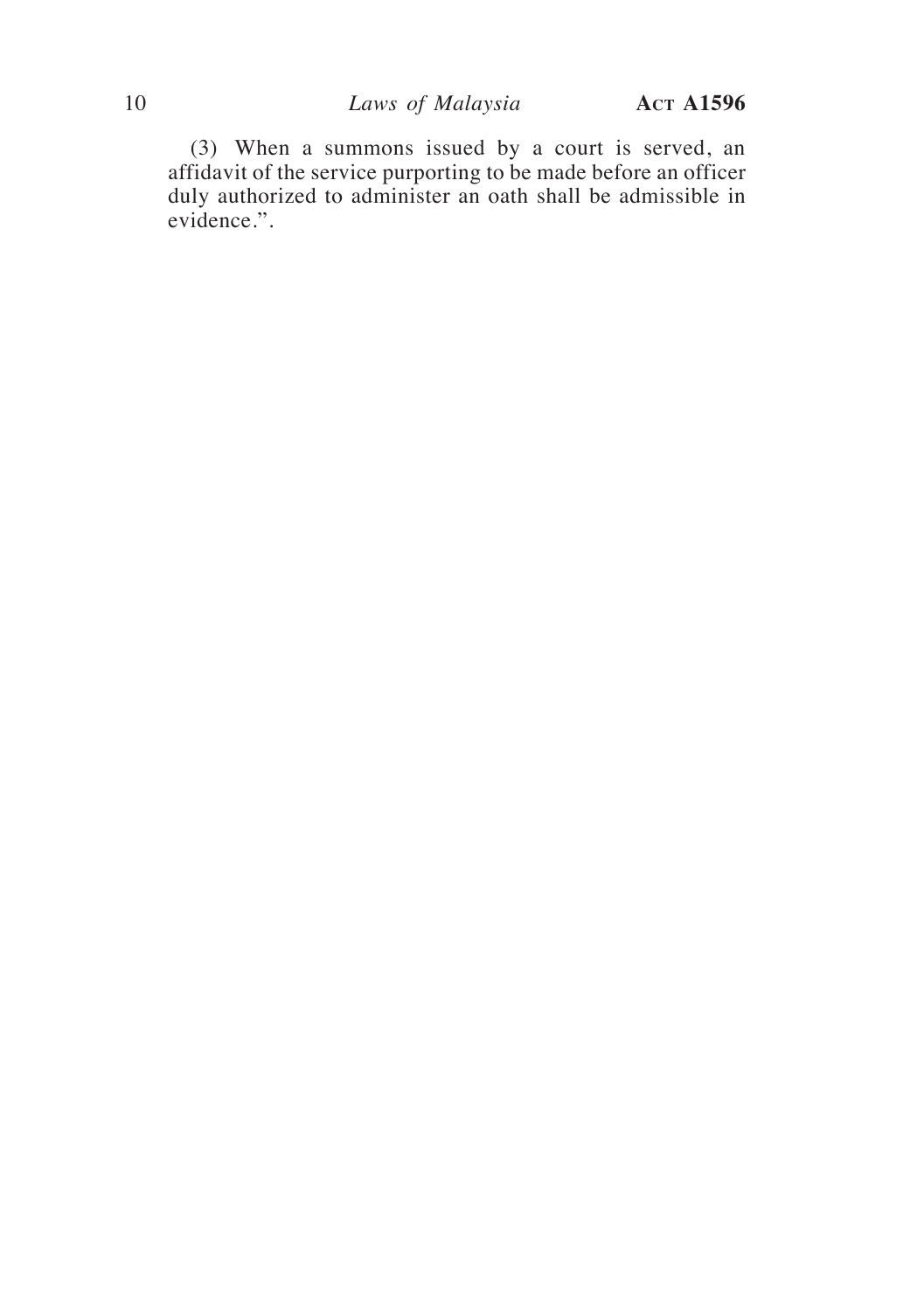(3) When a summons issued by a court is served, an affidavit of the service purporting to be made before an officer duly authorized to administer an oath shall be admissible in evidence.".